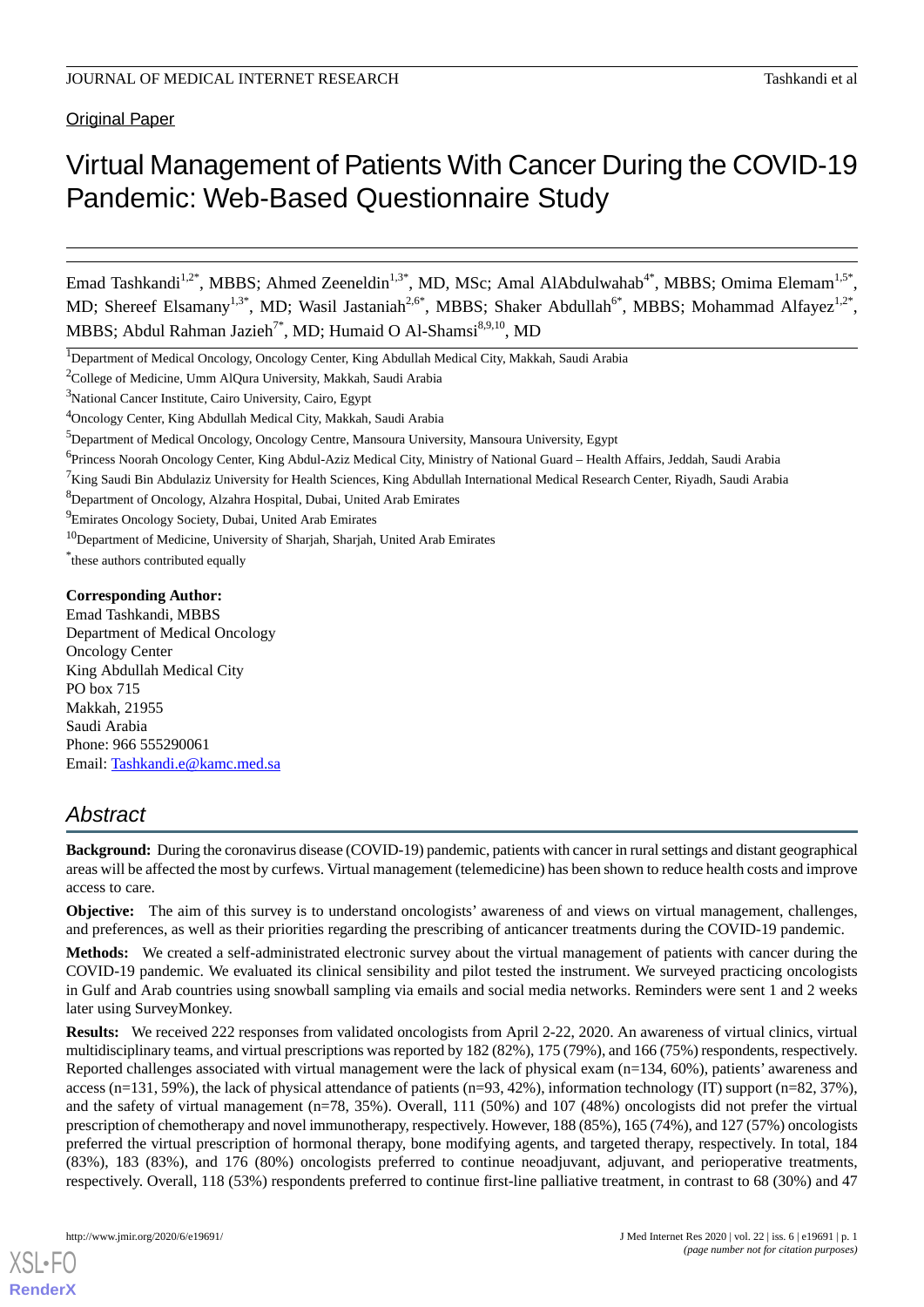Original Paper

# Virtual Management of Patients With Cancer During the COVID-19 Pandemic: Web-Based Questionnaire Study

Emad Tashkandi[1,2*], MBBS; Ahmed Zeeneldin[1,3*], MD, MSc; Amal AlAbdulwahab[4*], MBBS; Omima Elemam[1,5*], MD; Shereef Elsamany[1,3*], MD; Wasil Jastaniah[2,6*], MBBS; Shaker Abdullah[6*], MBBS; Mohammad Alfayez[1,2*], MBBS; Abdul Rahman Jazieh[7*], MD; Humaid O Al-Shamsi[8,9,10], MD

[1]Department of Medical Oncology, Oncology Center, King Abdullah Medical City, Makkah, Saudi Arabia

[2]College of Medicine, Umm AlQura University, Makkah, Saudi Arabia

[3]National Cancer Institute, Cairo University, Cairo, Egypt

[4]Oncology Center, King Abdullah Medical City, Makkah, Saudi Arabia

[5]Department of Medical Oncology, Oncology Centre, Mansoura University, Mansoura University, Egypt

[6]Princess Noorah Oncology Center, King Abdul-Aziz Medical City, Ministry of National Guard – Health Affairs, Jeddah, Saudi Arabia

[7]King Saudi Bin Abdulaziz University for Health Sciences, King Abdullah International Medical Research Center, Riyadh, Saudi Arabia

[8]Department of Oncology, Alzahra Hospital, Dubai, United Arab Emirates

[9]Emirates Oncology Society, Dubai, United Arab Emirates

[10]Department of Medicine, University of Sharjah, Sharjah, United Arab Emirates

[*]these authors contributed equally

**Corresponding Author:**
Emad Tashkandi, MBBS
Department of Medical Oncology
Oncology Center
King Abdullah Medical City
PO box 715
Makkah, 21955
Saudi Arabia
Phone: 966 555290061
Email: Tashkandi.e@kamc.med.sa

## Abstract

**Background:** During the coronavirus disease (COVID-19) pandemic, patients with cancer in rural settings and distant geographical areas will be affected the most by curfews. Virtual management (telemedicine) has been shown to reduce health costs and improve access to care.

**Objective:** The aim of this survey is to understand oncologists' awareness of and views on virtual management, challenges, and preferences, as well as their priorities regarding the prescribing of anticancer treatments during the COVID-19 pandemic.

**Methods:** We created a self-administrated electronic survey about the virtual management of patients with cancer during the COVID-19 pandemic. We evaluated its clinical sensibility and pilot tested the instrument. We surveyed practicing oncologists in Gulf and Arab countries using snowball sampling via emails and social media networks. Reminders were sent 1 and 2 weeks later using SurveyMonkey.

**Results:** We received 222 responses from validated oncologists from April 2-22, 2020. An awareness of virtual clinics, virtual multidisciplinary teams, and virtual prescriptions was reported by 182 (82%), 175 (79%), and 166 (75%) respondents, respectively. Reported challenges associated with virtual management were the lack of physical exam (n=134, 60%), patients' awareness and access (n=131, 59%), the lack of physical attendance of patients (n=93, 42%), information technology (IT) support (n=82, 37%), and the safety of virtual management (n=78, 35%). Overall, 111 (50%) and 107 (48%) oncologists did not prefer the virtual prescription of chemotherapy and novel immunotherapy, respectively. However, 188 (85%), 165 (74%), and 127 (57%) oncologists preferred the virtual prescription of hormonal therapy, bone modifying agents, and targeted therapy, respectively. In total, 184 (83%), 183 (83%), and 176 (80%) oncologists preferred to continue neoadjuvant, adjuvant, and perioperative treatments, respectively. Overall, 118 (53%) respondents preferred to continue first-line palliative treatment, in contrast to 68 (30%) and 47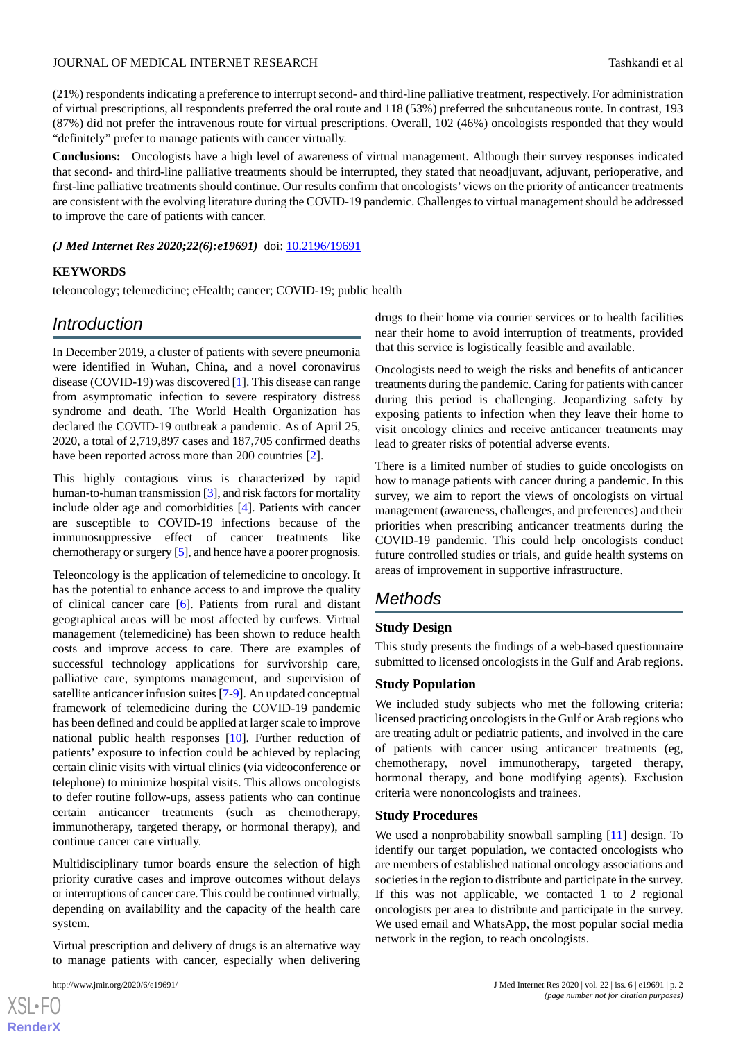(21%) respondents indicating a preference to interrupt second- and third-line palliative treatment, respectively. For administration of virtual prescriptions, all respondents preferred the oral route and 118 (53%) preferred the subcutaneous route. In contrast, 193 (87%) did not prefer the intravenous route for virtual prescriptions. Overall, 102 (46%) oncologists responded that they would "definitely" prefer to manage patients with cancer virtually.

**Conclusions:** Oncologists have a high level of awareness of virtual management. Although their survey responses indicated that second- and third-line palliative treatments should be interrupted, they stated that neoadjuvant, adjuvant, perioperative, and first-line palliative treatments should continue. Our results confirm that oncologists' views on the priority of anticancer treatments are consistent with the evolving literature during the COVID-19 pandemic. Challenges to virtual management should be addressed to improve the care of patients with cancer.

***(J Med Internet Res 2020;22(6):e19691)*** doi: 10.2196/19691

**KEYWORDS**

teleoncology; telemedicine; eHealth; cancer; COVID-19; public health

## Introduction

In December 2019, a cluster of patients with severe pneumonia were identified in Wuhan, China, and a novel coronavirus disease (COVID-19) was discovered [1]. This disease can range from asymptomatic infection to severe respiratory distress syndrome and death. The World Health Organization has declared the COVID-19 outbreak a pandemic. As of April 25, 2020, a total of 2,719,897 cases and 187,705 confirmed deaths have been reported across more than 200 countries [2].

This highly contagious virus is characterized by rapid human-to-human transmission [3], and risk factors for mortality include older age and comorbidities [4]. Patients with cancer are susceptible to COVID-19 infections because of the immunosuppressive effect of cancer treatments like chemotherapy or surgery [5], and hence have a poorer prognosis.

Teleoncology is the application of telemedicine to oncology. It has the potential to enhance access to and improve the quality of clinical cancer care [6]. Patients from rural and distant geographical areas will be most affected by curfews. Virtual management (telemedicine) has been shown to reduce health costs and improve access to care. There are examples of successful technology applications for survivorship care, palliative care, symptoms management, and supervision of satellite anticancer infusion suites [7-9]. An updated conceptual framework of telemedicine during the COVID-19 pandemic has been defined and could be applied at larger scale to improve national public health responses [10]. Further reduction of patients' exposure to infection could be achieved by replacing certain clinic visits with virtual clinics (via videoconference or telephone) to minimize hospital visits. This allows oncologists to defer routine follow-ups, assess patients who can continue certain anticancer treatments (such as chemotherapy, immunotherapy, targeted therapy, or hormonal therapy), and continue cancer care virtually.

Multidisciplinary tumor boards ensure the selection of high priority curative cases and improve outcomes without delays or interruptions of cancer care. This could be continued virtually, depending on availability and the capacity of the health care system.

Virtual prescription and delivery of drugs is an alternative way to manage patients with cancer, especially when delivering drugs to their home via courier services or to health facilities near their home to avoid interruption of treatments, provided that this service is logistically feasible and available.

Oncologists need to weigh the risks and benefits of anticancer treatments during the pandemic. Caring for patients with cancer during this period is challenging. Jeopardizing safety by exposing patients to infection when they leave their home to visit oncology clinics and receive anticancer treatments may lead to greater risks of potential adverse events.

There is a limited number of studies to guide oncologists on how to manage patients with cancer during a pandemic. In this survey, we aim to report the views of oncologists on virtual management (awareness, challenges, and preferences) and their priorities when prescribing anticancer treatments during the COVID-19 pandemic. This could help oncologists conduct future controlled studies or trials, and guide health systems on areas of improvement in supportive infrastructure.

## Methods

### Study Design

This study presents the findings of a web-based questionnaire submitted to licensed oncologists in the Gulf and Arab regions.

### Study Population

We included study subjects who met the following criteria: licensed practicing oncologists in the Gulf or Arab regions who are treating adult or pediatric patients, and involved in the care of patients with cancer using anticancer treatments (eg, chemotherapy, novel immunotherapy, targeted therapy, hormonal therapy, and bone modifying agents). Exclusion criteria were nononcologists and trainees.

### Study Procedures

We used a nonprobability snowball sampling [11] design. To identify our target population, we contacted oncologists who are members of established national oncology associations and societies in the region to distribute and participate in the survey. If this was not applicable, we contacted 1 to 2 regional oncologists per area to distribute and participate in the survey. We used email and WhatsApp, the most popular social media network in the region, to reach oncologists.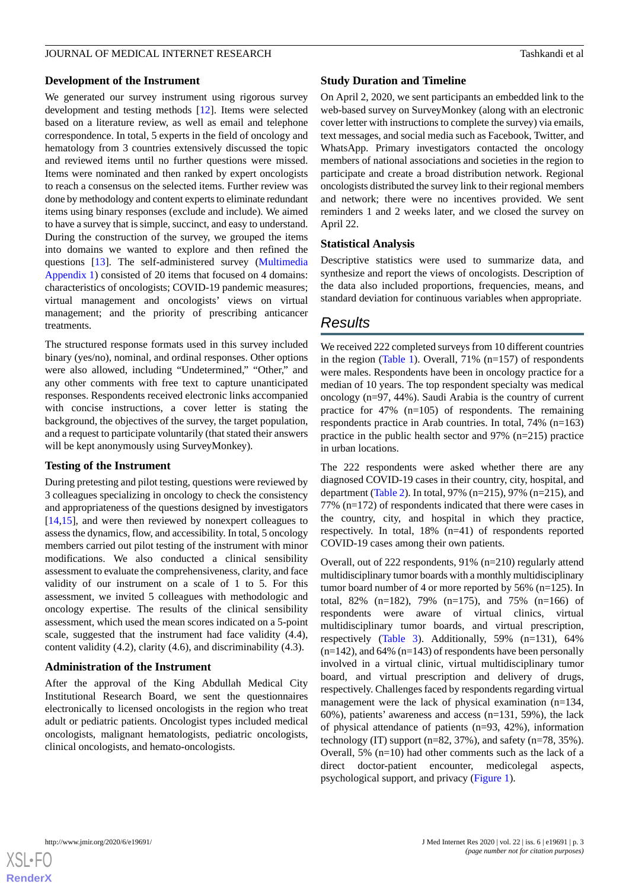### Development of the Instrument

We generated our survey instrument using rigorous survey development and testing methods [12]. Items were selected based on a literature review, as well as email and telephone correspondence. In total, 5 experts in the field of oncology and hematology from 3 countries extensively discussed the topic and reviewed items until no further questions were missed. Items were nominated and then ranked by expert oncologists to reach a consensus on the selected items. Further review was done by methodology and content experts to eliminate redundant items using binary responses (exclude and include). We aimed to have a survey that is simple, succinct, and easy to understand. During the construction of the survey, we grouped the items into domains we wanted to explore and then refined the questions [13]. The self-administered survey (Multimedia Appendix 1) consisted of 20 items that focused on 4 domains: characteristics of oncologists; COVID-19 pandemic measures; virtual management and oncologists' views on virtual management; and the priority of prescribing anticancer treatments.

The structured response formats used in this survey included binary (yes/no), nominal, and ordinal responses. Other options were also allowed, including "Undetermined," "Other," and any other comments with free text to capture unanticipated responses. Respondents received electronic links accompanied with concise instructions, a cover letter is stating the background, the objectives of the survey, the target population, and a request to participate voluntarily (that stated their answers will be kept anonymously using SurveyMonkey).

### Testing of the Instrument

During pretesting and pilot testing, questions were reviewed by 3 colleagues specializing in oncology to check the consistency and appropriateness of the questions designed by investigators [14,15], and were then reviewed by nonexpert colleagues to assess the dynamics, flow, and accessibility. In total, 5 oncology members carried out pilot testing of the instrument with minor modifications. We also conducted a clinical sensibility assessment to evaluate the comprehensiveness, clarity, and face validity of our instrument on a scale of 1 to 5. For this assessment, we invited 5 colleagues with methodologic and oncology expertise. The results of the clinical sensibility assessment, which used the mean scores indicated on a 5-point scale, suggested that the instrument had face validity (4.4), content validity (4.2), clarity (4.6), and discriminability (4.3).

### Administration of the Instrument

After the approval of the King Abdullah Medical City Institutional Research Board, we sent the questionnaires electronically to licensed oncologists in the region who treat adult or pediatric patients. Oncologist types included medical oncologists, malignant hematologists, pediatric oncologists, clinical oncologists, and hemato-oncologists.

### Study Duration and Timeline

On April 2, 2020, we sent participants an embedded link to the web-based survey on SurveyMonkey (along with an electronic cover letter with instructions to complete the survey) via emails, text messages, and social media such as Facebook, Twitter, and WhatsApp. Primary investigators contacted the oncology members of national associations and societies in the region to participate and create a broad distribution network. Regional oncologists distributed the survey link to their regional members and network; there were no incentives provided. We sent reminders 1 and 2 weeks later, and we closed the survey on April 22.

### Statistical Analysis

Descriptive statistics were used to summarize data, and synthesize and report the views of oncologists. Description of the data also included proportions, frequencies, means, and standard deviation for continuous variables when appropriate.

## Results

We received 222 completed surveys from 10 different countries in the region (Table 1). Overall, 71% (n=157) of respondents were males. Respondents have been in oncology practice for a median of 10 years. The top respondent specialty was medical oncology (n=97, 44%). Saudi Arabia is the country of current practice for 47% (n=105) of respondents. The remaining respondents practice in Arab countries. In total, 74% (n=163) practice in the public health sector and 97% (n=215) practice in urban locations.

The 222 respondents were asked whether there are any diagnosed COVID-19 cases in their country, city, hospital, and department (Table 2). In total, 97% (n=215), 97% (n=215), and 77% (n=172) of respondents indicated that there were cases in the country, city, and hospital in which they practice, respectively. In total, 18% (n=41) of respondents reported COVID-19 cases among their own patients.

Overall, out of 222 respondents, 91% (n=210) regularly attend multidisciplinary tumor boards with a monthly multidisciplinary tumor board number of 4 or more reported by 56% (n=125). In total, 82% (n=182), 79% (n=175), and 75% (n=166) of respondents were aware of virtual clinics, virtual multidisciplinary tumor boards, and virtual prescription, respectively (Table 3). Additionally, 59% (n=131), 64% (n=142), and 64% (n=143) of respondents have been personally involved in a virtual clinic, virtual multidisciplinary tumor board, and virtual prescription and delivery of drugs, respectively. Challenges faced by respondents regarding virtual management were the lack of physical examination (n=134, 60%), patients' awareness and access (n=131, 59%), the lack of physical attendance of patients (n=93, 42%), information technology (IT) support (n=82, 37%), and safety (n=78, 35%). Overall, 5% (n=10) had other comments such as the lack of a direct doctor-patient encounter, medicolegal aspects, psychological support, and privacy (Figure 1).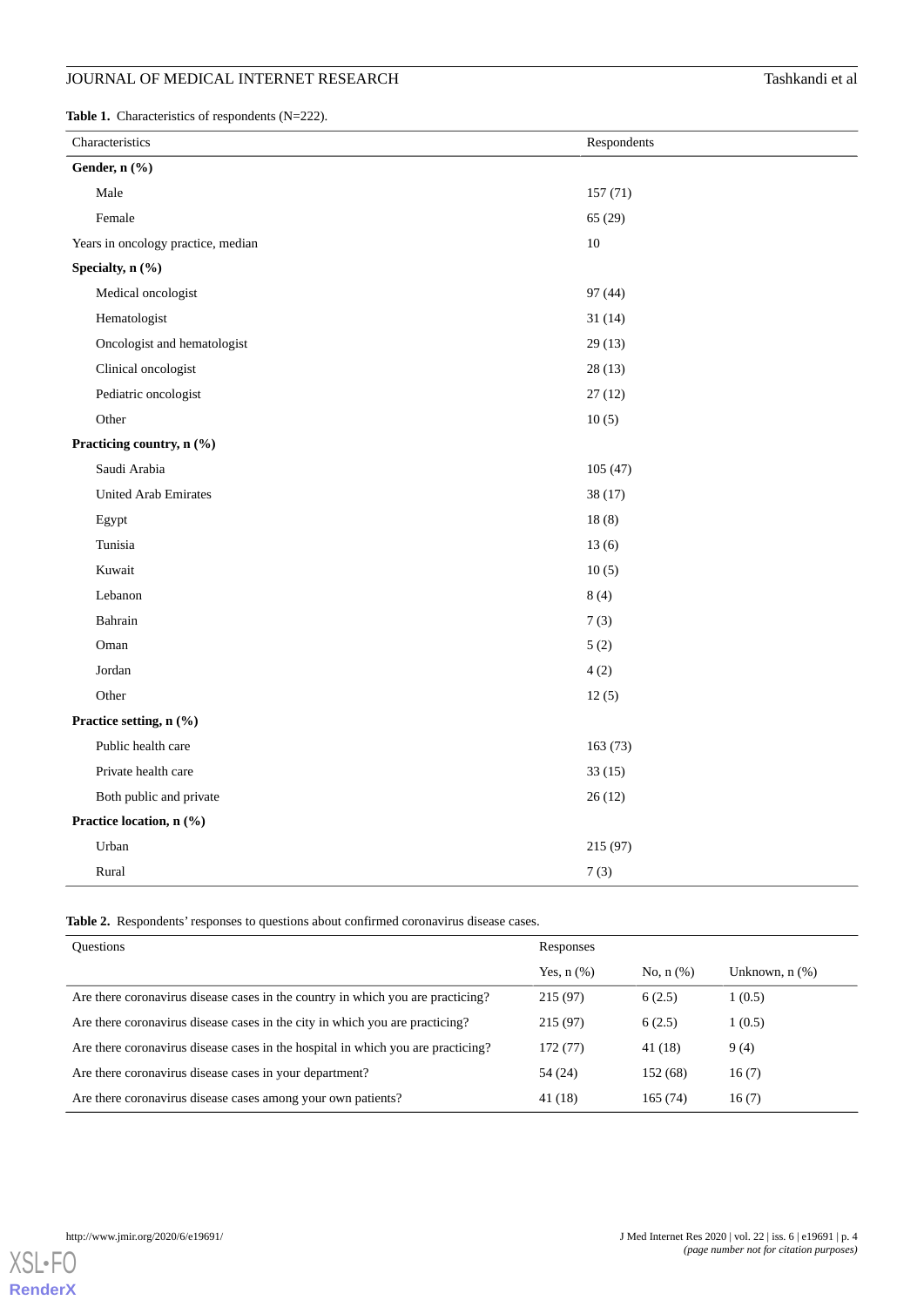**Table 1.** Characteristics of respondents (N=222).

| Characteristics | Respondents |
|---|---|
| **Gender, n (%)** | |
| Male | 157 (71) |
| Female | 65 (29) |
| Years in oncology practice, median | 10 |
| **Specialty, n (%)** | |
| Medical oncologist | 97 (44) |
| Hematologist | 31 (14) |
| Oncologist and hematologist | 29 (13) |
| Clinical oncologist | 28 (13) |
| Pediatric oncologist | 27 (12) |
| Other | 10 (5) |
| **Practicing country, n (%)** | |
| Saudi Arabia | 105 (47) |
| United Arab Emirates | 38 (17) |
| Egypt | 18 (8) |
| Tunisia | 13 (6) |
| Kuwait | 10 (5) |
| Lebanon | 8 (4) |
| Bahrain | 7 (3) |
| Oman | 5 (2) |
| Jordan | 4 (2) |
| Other | 12 (5) |
| **Practice setting, n (%)** | |
| Public health care | 163 (73) |
| Private health care | 33 (15) |
| Both public and private | 26 (12) |
| **Practice location, n (%)** | |
| Urban | 215 (97) |
| Rural | 7 (3) |

**Table 2.** Respondents' responses to questions about confirmed coronavirus disease cases.

| Questions | Responses | | |
|---|---|---|---|
| | Yes, n (%) | No, n (%) | Unknown, n (%) |
| Are there coronavirus disease cases in the country in which you are practicing? | 215 (97) | 6 (2.5) | 1 (0.5) |
| Are there coronavirus disease cases in the city in which you are practicing? | 215 (97) | 6 (2.5) | 1 (0.5) |
| Are there coronavirus disease cases in the hospital in which you are practicing? | 172 (77) | 41 (18) | 9 (4) |
| Are there coronavirus disease cases in your department? | 54 (24) | 152 (68) | 16 (7) |
| Are there coronavirus disease cases among your own patients? | 41 (18) | 165 (74) | 16 (7) |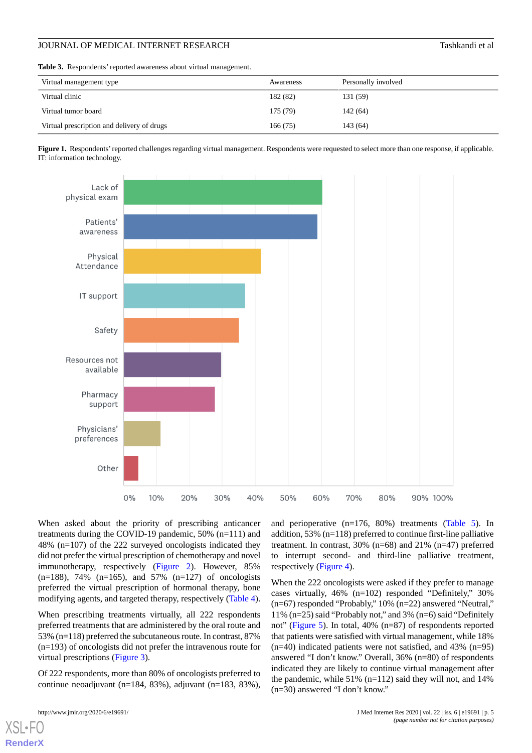**Table 3.** Respondents' reported awareness about virtual management.

| Virtual management type | Awareness | Personally involved |
|---|---|---|
| Virtual clinic | 182 (82) | 131 (59) |
| Virtual tumor board | 175 (79) | 142 (64) |
| Virtual prescription and delivery of drugs | 166 (75) | 143 (64) |

**Figure 1.** Respondents' reported challenges regarding virtual management. Respondents were requested to select more than one response, if applicable. IT: information technology.

When asked about the priority of prescribing anticancer treatments during the COVID-19 pandemic, 50% (n=111) and 48% (n=107) of the 222 surveyed oncologists indicated they did not prefer the virtual prescription of chemotherapy and novel immunotherapy, respectively (Figure 2). However, 85% (n=188), 74% (n=165), and 57% (n=127) of oncologists preferred the virtual prescription of hormonal therapy, bone modifying agents, and targeted therapy, respectively (Table 4).

When prescribing treatments virtually, all 222 respondents preferred treatments that are administered by the oral route and 53% (n=118) preferred the subcutaneous route. In contrast, 87% (n=193) of oncologists did not prefer the intravenous route for virtual prescriptions (Figure 3).

Of 222 respondents, more than 80% of oncologists preferred to continue neoadjuvant (n=184, 83%), adjuvant (n=183, 83%), and perioperative (n=176, 80%) treatments (Table 5). In addition, 53% (n=118) preferred to continue first-line palliative treatment. In contrast, 30% (n=68) and 21% (n=47) preferred to interrupt second- and third-line palliative treatment, respectively (Figure 4).

When the 222 oncologists were asked if they prefer to manage cases virtually, 46% (n=102) responded "Definitely," 30% (n=67) responded "Probably," 10% (n=22) answered "Neutral," 11% (n=25) said "Probably not," and 3% (n=6) said "Definitely not" (Figure 5). In total, 40% (n=87) of respondents reported that patients were satisfied with virtual management, while 18% (n=40) indicated patients were not satisfied, and 43% (n=95) answered "I don't know." Overall, 36% (n=80) of respondents indicated they are likely to continue virtual management after the pandemic, while 51% (n=112) said they will not, and 14% (n=30) answered "I don't know."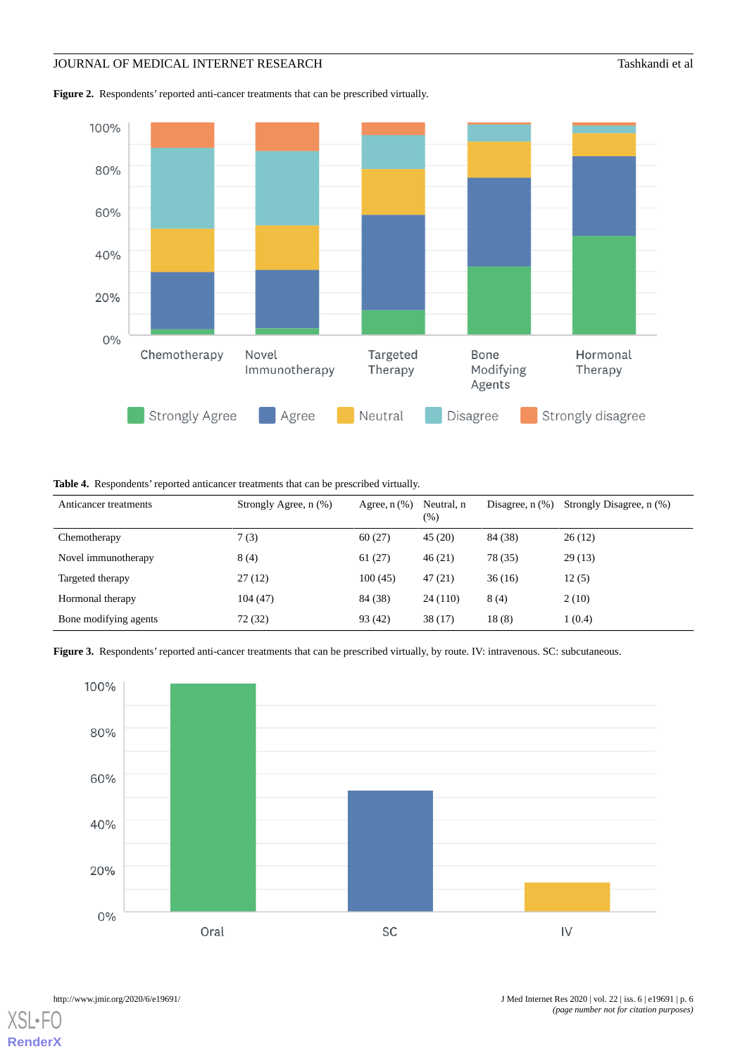**Figure 2.** Respondents' reported anti-cancer treatments that can be prescribed virtually.

**Table 4.** Respondents' reported anticancer treatments that can be prescribed virtually.

| Anticancer treatments | Strongly Agree, n (%) | Agree, n (%) | Neutral, n (%) | Disagree, n (%) | Strongly Disagree, n (%) |
|---|---|---|---|---|---|
| Chemotherapy | 7 (3) | 60 (27) | 45 (20) | 84 (38) | 26 (12) |
| Novel immunotherapy | 8 (4) | 61 (27) | 46 (21) | 78 (35) | 29 (13) |
| Targeted therapy | 27 (12) | 100 (45) | 47 (21) | 36 (16) | 12 (5) |
| Hormonal therapy | 104 (47) | 84 (38) | 24 (110) | 8 (4) | 2 (10) |
| Bone modifying agents | 72 (32) | 93 (42) | 38 (17) | 18 (8) | 1 (0.4) |

**Figure 3.** Respondents' reported anti-cancer treatments that can be prescribed virtually, by route. IV: intravenous. SC: subcutaneous.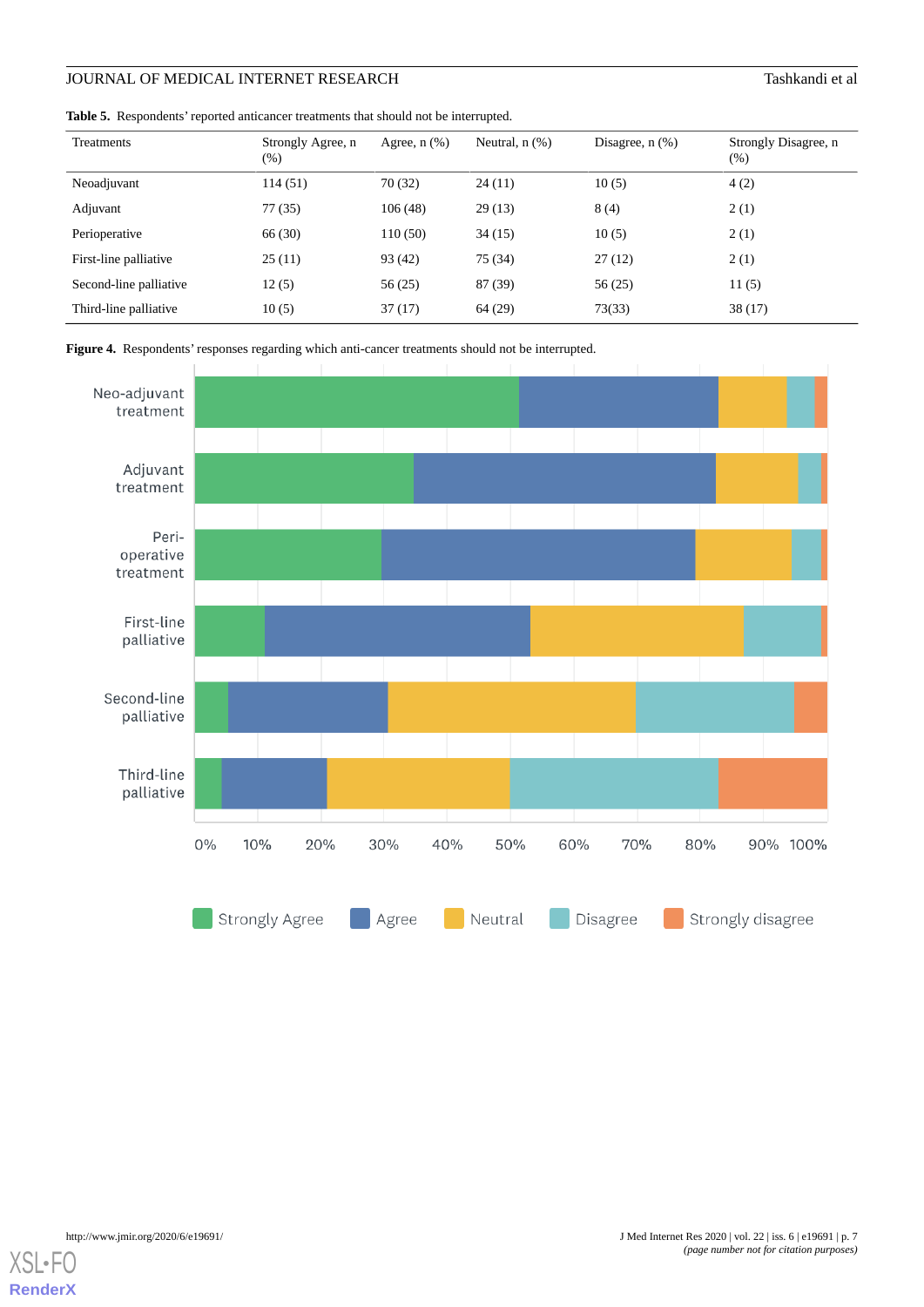**Table 5.** Respondents' reported anticancer treatments that should not be interrupted.

| Treatments | Strongly Agree, n (%) | Agree, n (%) | Neutral, n (%) | Disagree, n (%) | Strongly Disagree, n (%) |
|---|---|---|---|---|---|
| Neoadjuvant | 114 (51) | 70 (32) | 24 (11) | 10 (5) | 4 (2) |
| Adjuvant | 77 (35) | 106 (48) | 29 (13) | 8 (4) | 2 (1) |
| Perioperative | 66 (30) | 110 (50) | 34 (15) | 10 (5) | 2 (1) |
| First-line palliative | 25 (11) | 93 (42) | 75 (34) | 27 (12) | 2 (1) |
| Second-line palliative | 12 (5) | 56 (25) | 87 (39) | 56 (25) | 11 (5) |
| Third-line palliative | 10 (5) | 37 (17) | 64 (29) | 73(33) | 38 (17) |

**Figure 4.** Respondents' responses regarding which anti-cancer treatments should not be interrupted.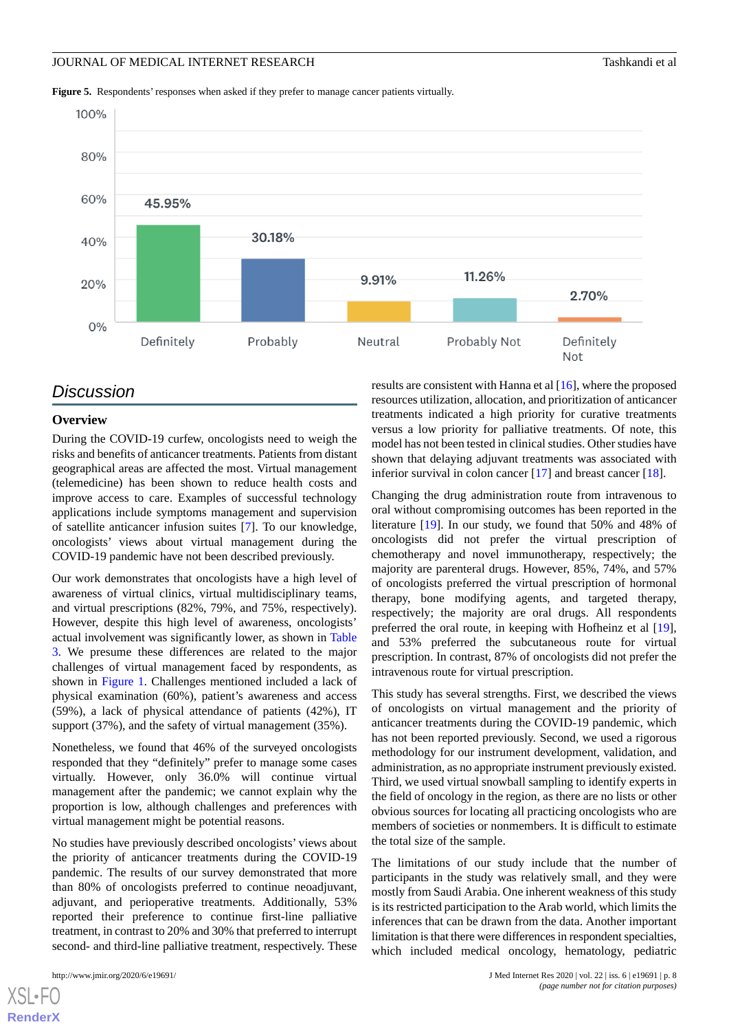**Figure 5.** Respondents' responses when asked if they prefer to manage cancer patients virtually.

| Response | Percentage |
|---|---|
| Definitely | 45.95% |
| Probably | 30.18% |
| Neutral | 9.91% |
| Probably Not | 11.26% |
| Definitely Not | 2.70% |

## Discussion

### Overview

During the COVID-19 curfew, oncologists need to weigh the risks and benefits of anticancer treatments. Patients from distant geographical areas are affected the most. Virtual management (telemedicine) has been shown to reduce health costs and improve access to care. Examples of successful technology applications include symptoms management and supervision of satellite anticancer infusion suites [7]. To our knowledge, oncologists' views about virtual management during the COVID-19 pandemic have not been described previously.

Our work demonstrates that oncologists have a high level of awareness of virtual clinics, virtual multidisciplinary teams, and virtual prescriptions (82%, 79%, and 75%, respectively). However, despite this high level of awareness, oncologists' actual involvement was significantly lower, as shown in Table 3. We presume these differences are related to the major challenges of virtual management faced by respondents, as shown in Figure 1. Challenges mentioned included a lack of physical examination (60%), patient's awareness and access (59%), a lack of physical attendance of patients (42%), IT support (37%), and the safety of virtual management (35%).

Nonetheless, we found that 46% of the surveyed oncologists responded that they "definitely" prefer to manage some cases virtually. However, only 36.0% will continue virtual management after the pandemic; we cannot explain why the proportion is low, although challenges and preferences with virtual management might be potential reasons.

No studies have previously described oncologists' views about the priority of anticancer treatments during the COVID-19 pandemic. The results of our survey demonstrated that more than 80% of oncologists preferred to continue neoadjuvant, adjuvant, and perioperative treatments. Additionally, 53% reported their preference to continue first-line palliative treatment, in contrast to 20% and 30% that preferred to interrupt second- and third-line palliative treatment, respectively. These results are consistent with Hanna et al [16], where the proposed resources utilization, allocation, and prioritization of anticancer treatments indicated a high priority for curative treatments versus a low priority for palliative treatments. Of note, this model has not been tested in clinical studies. Other studies have shown that delaying adjuvant treatments was associated with inferior survival in colon cancer [17] and breast cancer [18].

Changing the drug administration route from intravenous to oral without compromising outcomes has been reported in the literature [19]. In our study, we found that 50% and 48% of oncologists did not prefer the virtual prescription of chemotherapy and novel immunotherapy, respectively; the majority are parenteral drugs. However, 85%, 74%, and 57% of oncologists preferred the virtual prescription of hormonal therapy, bone modifying agents, and targeted therapy, respectively; the majority are oral drugs. All respondents preferred the oral route, in keeping with Hofheinz et al [19], and 53% preferred the subcutaneous route for virtual prescription. In contrast, 87% of oncologists did not prefer the intravenous route for virtual prescription.

This study has several strengths. First, we described the views of oncologists on virtual management and the priority of anticancer treatments during the COVID-19 pandemic, which has not been reported previously. Second, we used a rigorous methodology for our instrument development, validation, and administration, as no appropriate instrument previously existed. Third, we used virtual snowball sampling to identify experts in the field of oncology in the region, as there are no lists or other obvious sources for locating all practicing oncologists who are members of societies or nonmembers. It is difficult to estimate the total size of the sample.

The limitations of our study include that the number of participants in the study was relatively small, and they were mostly from Saudi Arabia. One inherent weakness of this study is its restricted participation to the Arab world, which limits the inferences that can be drawn from the data. Another important limitation is that there were differences in respondent specialties, which included medical oncology, hematology, pediatric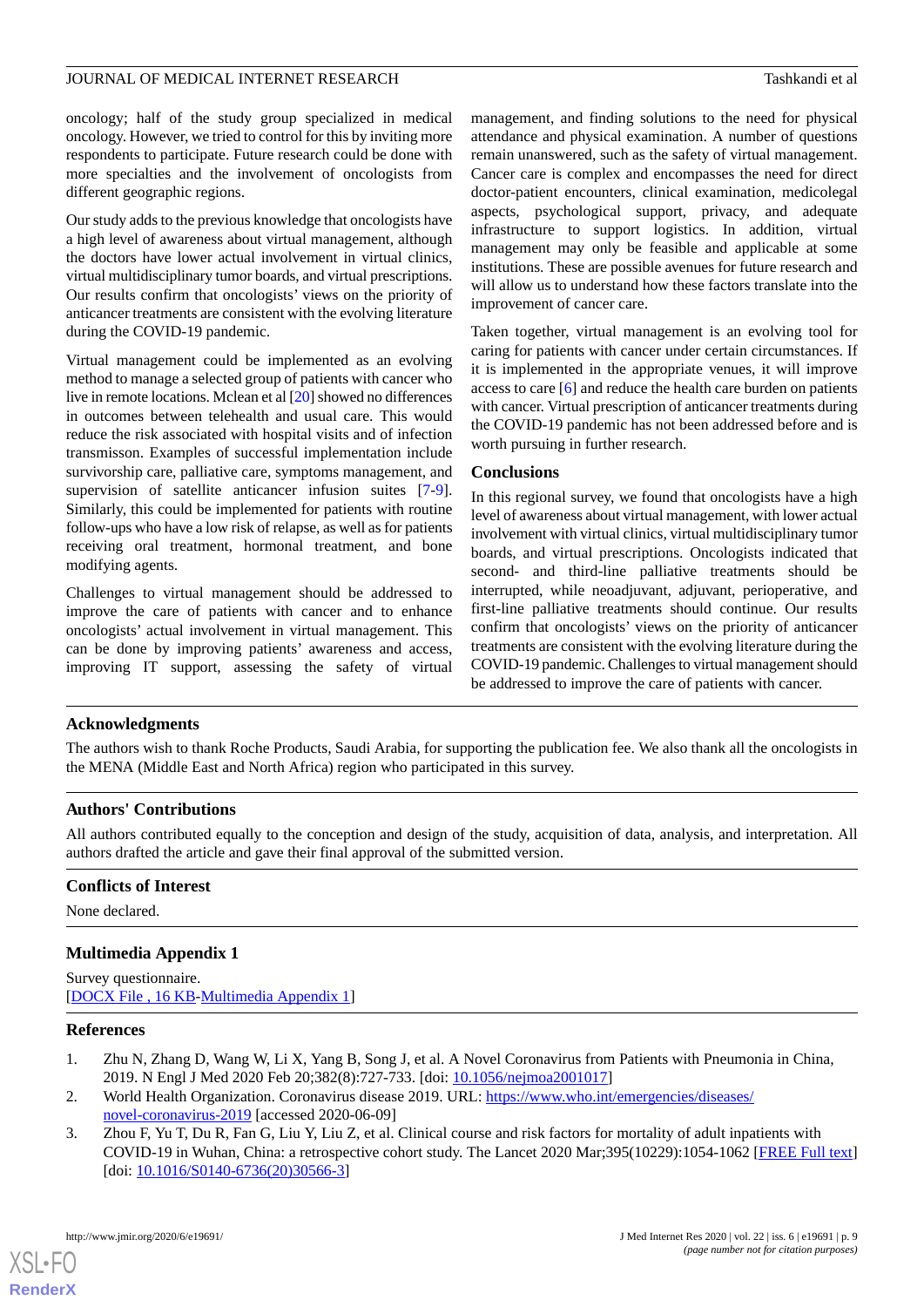oncology; half of the study group specialized in medical oncology. However, we tried to control for this by inviting more respondents to participate. Future research could be done with more specialties and the involvement of oncologists from different geographic regions.

Our study adds to the previous knowledge that oncologists have a high level of awareness about virtual management, although the doctors have lower actual involvement in virtual clinics, virtual multidisciplinary tumor boards, and virtual prescriptions. Our results confirm that oncologists' views on the priority of anticancer treatments are consistent with the evolving literature during the COVID-19 pandemic.

Virtual management could be implemented as an evolving method to manage a selected group of patients with cancer who live in remote locations. Mclean et al [20] showed no differences in outcomes between telehealth and usual care. This would reduce the risk associated with hospital visits and of infection transmisson. Examples of successful implementation include survivorship care, palliative care, symptoms management, and supervision of satellite anticancer infusion suites [7-9]. Similarly, this could be implemented for patients with routine follow-ups who have a low risk of relapse, as well as for patients receiving oral treatment, hormonal treatment, and bone modifying agents.

Challenges to virtual management should be addressed to improve the care of patients with cancer and to enhance oncologists' actual involvement in virtual management. This can be done by improving patients' awareness and access, improving IT support, assessing the safety of virtual management, and finding solutions to the need for physical attendance and physical examination. A number of questions remain unanswered, such as the safety of virtual management. Cancer care is complex and encompasses the need for direct doctor-patient encounters, clinical examination, medicolegal aspects, psychological support, privacy, and adequate infrastructure to support logistics. In addition, virtual management may only be feasible and applicable at some institutions. These are possible avenues for future research and will allow us to understand how these factors translate into the improvement of cancer care.

Taken together, virtual management is an evolving tool for caring for patients with cancer under certain circumstances. If it is implemented in the appropriate venues, it will improve access to care [6] and reduce the health care burden on patients with cancer. Virtual prescription of anticancer treatments during the COVID-19 pandemic has not been addressed before and is worth pursuing in further research.

## Conclusions

In this regional survey, we found that oncologists have a high level of awareness about virtual management, with lower actual involvement with virtual clinics, virtual multidisciplinary tumor boards, and virtual prescriptions. Oncologists indicated that second- and third-line palliative treatments should be interrupted, while neoadjuvant, adjuvant, perioperative, and first-line palliative treatments should continue. Our results confirm that oncologists' views on the priority of anticancer treatments are consistent with the evolving literature during the COVID-19 pandemic. Challenges to virtual management should be addressed to improve the care of patients with cancer.

## Acknowledgments

The authors wish to thank Roche Products, Saudi Arabia, for supporting the publication fee. We also thank all the oncologists in the MENA (Middle East and North Africa) region who participated in this survey.

## Authors' Contributions

All authors contributed equally to the conception and design of the study, acquisition of data, analysis, and interpretation. All authors drafted the article and gave their final approval of the submitted version.

## Conflicts of Interest

None declared.

## Multimedia Appendix 1

Survey questionnaire.
[DOCX File , 16 KB-Multimedia Appendix 1]

## References

1. Zhu N, Zhang D, Wang W, Li X, Yang B, Song J, et al. A Novel Coronavirus from Patients with Pneumonia in China, 2019. N Engl J Med 2020 Feb 20;382(8):727-733. [doi: 10.1056/nejmoa2001017]
2. World Health Organization. Coronavirus disease 2019. URL: https://www.who.int/emergencies/diseases/novel-coronavirus-2019 [accessed 2020-06-09]
3. Zhou F, Yu T, Du R, Fan G, Liu Y, Liu Z, et al. Clinical course and risk factors for mortality of adult inpatients with COVID-19 in Wuhan, China: a retrospective cohort study. The Lancet 2020 Mar;395(10229):1054-1062 [FREE Full text] [doi: 10.1016/S0140-6736(20)30566-3]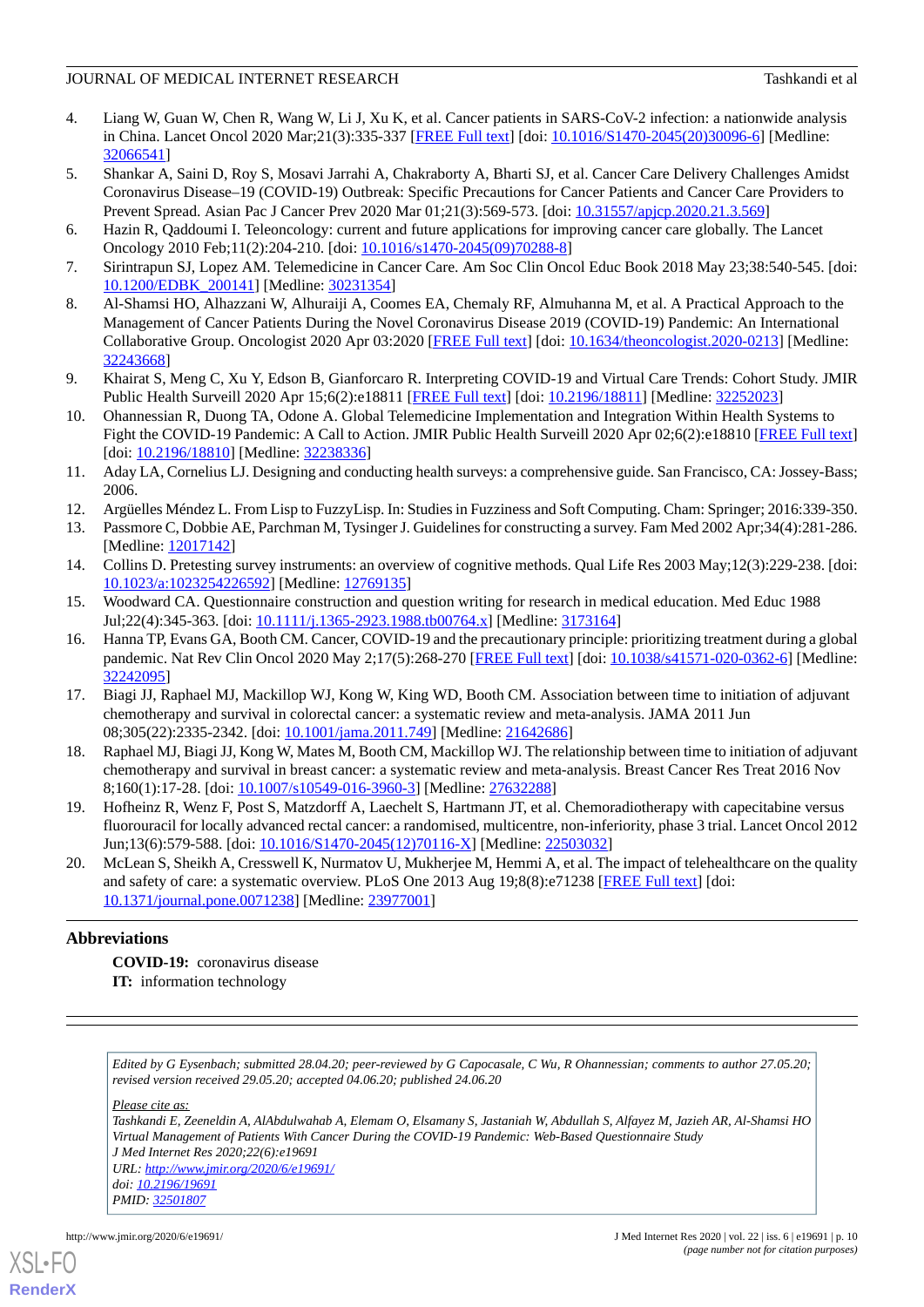4. Liang W, Guan W, Chen R, Wang W, Li J, Xu K, et al. Cancer patients in SARS-CoV-2 infection: a nationwide analysis in China. Lancet Oncol 2020 Mar;21(3):335-337 [FREE Full text] [doi: 10.1016/S1470-2045(20)30096-6] [Medline: 32066541]
5. Shankar A, Saini D, Roy S, Mosavi Jarrahi A, Chakraborty A, Bharti SJ, et al. Cancer Care Delivery Challenges Amidst Coronavirus Disease–19 (COVID-19) Outbreak: Specific Precautions for Cancer Patients and Cancer Care Providers to Prevent Spread. Asian Pac J Cancer Prev 2020 Mar 01;21(3):569-573. [doi: 10.31557/apjcp.2020.21.3.569]
6. Hazin R, Qaddoumi I. Teleoncology: current and future applications for improving cancer care globally. The Lancet Oncology 2010 Feb;11(2):204-210. [doi: 10.1016/s1470-2045(09)70288-8]
7. Sirintrapun SJ, Lopez AM. Telemedicine in Cancer Care. Am Soc Clin Oncol Educ Book 2018 May 23;38:540-545. [doi: 10.1200/EDBK_200141] [Medline: 30231354]
8. Al-Shamsi HO, Alhazzani W, Alhuraiji A, Coomes EA, Chemaly RF, Almuhanna M, et al. A Practical Approach to the Management of Cancer Patients During the Novel Coronavirus Disease 2019 (COVID-19) Pandemic: An International Collaborative Group. Oncologist 2020 Apr 03:2020 [FREE Full text] [doi: 10.1634/theoncologist.2020-0213] [Medline: 32243668]
9. Khairat S, Meng C, Xu Y, Edson B, Gianforcaro R. Interpreting COVID-19 and Virtual Care Trends: Cohort Study. JMIR Public Health Surveill 2020 Apr 15;6(2):e18811 [FREE Full text] [doi: 10.2196/18811] [Medline: 32252023]
10. Ohannessian R, Duong TA, Odone A. Global Telemedicine Implementation and Integration Within Health Systems to Fight the COVID-19 Pandemic: A Call to Action. JMIR Public Health Surveill 2020 Apr 02;6(2):e18810 [FREE Full text] [doi: 10.2196/18810] [Medline: 32238336]
11. Aday LA, Cornelius LJ. Designing and conducting health surveys: a comprehensive guide. San Francisco, CA: Jossey-Bass; 2006.
12. Argüelles Méndez L. From Lisp to FuzzyLisp. In: Studies in Fuzziness and Soft Computing. Cham: Springer; 2016:339-350.
13. Passmore C, Dobbie AE, Parchman M, Tysinger J. Guidelines for constructing a survey. Fam Med 2002 Apr;34(4):281-286. [Medline: 12017142]
14. Collins D. Pretesting survey instruments: an overview of cognitive methods. Qual Life Res 2003 May;12(3):229-238. [doi: 10.1023/a:1023254226592] [Medline: 12769135]
15. Woodward CA. Questionnaire construction and question writing for research in medical education. Med Educ 1988 Jul;22(4):345-363. [doi: 10.1111/j.1365-2923.1988.tb00764.x] [Medline: 3173164]
16. Hanna TP, Evans GA, Booth CM. Cancer, COVID-19 and the precautionary principle: prioritizing treatment during a global pandemic. Nat Rev Clin Oncol 2020 May 2;17(5):268-270 [FREE Full text] [doi: 10.1038/s41571-020-0362-6] [Medline: 32242095]
17. Biagi JJ, Raphael MJ, Mackillop WJ, Kong W, King WD, Booth CM. Association between time to initiation of adjuvant chemotherapy and survival in colorectal cancer: a systematic review and meta-analysis. JAMA 2011 Jun 08;305(22):2335-2342. [doi: 10.1001/jama.2011.749] [Medline: 21642686]
18. Raphael MJ, Biagi JJ, Kong W, Mates M, Booth CM, Mackillop WJ. The relationship between time to initiation of adjuvant chemotherapy and survival in breast cancer: a systematic review and meta-analysis. Breast Cancer Res Treat 2016 Nov 8;160(1):17-28. [doi: 10.1007/s10549-016-3960-3] [Medline: 27632288]
19. Hofheinz R, Wenz F, Post S, Matzdorff A, Laechelt S, Hartmann JT, et al. Chemoradiotherapy with capecitabine versus fluorouracil for locally advanced rectal cancer: a randomised, multicentre, non-inferiority, phase 3 trial. Lancet Oncol 2012 Jun;13(6):579-588. [doi: 10.1016/S1470-2045(12)70116-X] [Medline: 22503032]
20. McLean S, Sheikh A, Cresswell K, Nurmatov U, Mukherjee M, Hemmi A, et al. The impact of telehealthcare on the quality and safety of care: a systematic overview. PLoS One 2013 Aug 19;8(8):e71238 [FREE Full text] [doi: 10.1371/journal.pone.0071238] [Medline: 23977001]

## Abbreviations

**COVID-19:** coronavirus disease
**IT:** information technology

*Edited by G Eysenbach; submitted 28.04.20; peer-reviewed by G Capocasale, C Wu, R Ohannessian; comments to author 27.05.20; revised version received 29.05.20; accepted 04.06.20; published 24.06.20*

*Please cite as:*
*Tashkandi E, Zeeneldin A, AlAbdulwahab A, Elemam O, Elsamany S, Jastaniah W, Abdullah S, Alfayez M, Jazieh AR, Al-Shamsi HO*
*Virtual Management of Patients With Cancer During the COVID-19 Pandemic: Web-Based Questionnaire Study*
*J Med Internet Res 2020;22(6):e19691*
*URL: http://www.jmir.org/2020/6/e19691/*
*doi: 10.2196/19691*
*PMID: 32501807*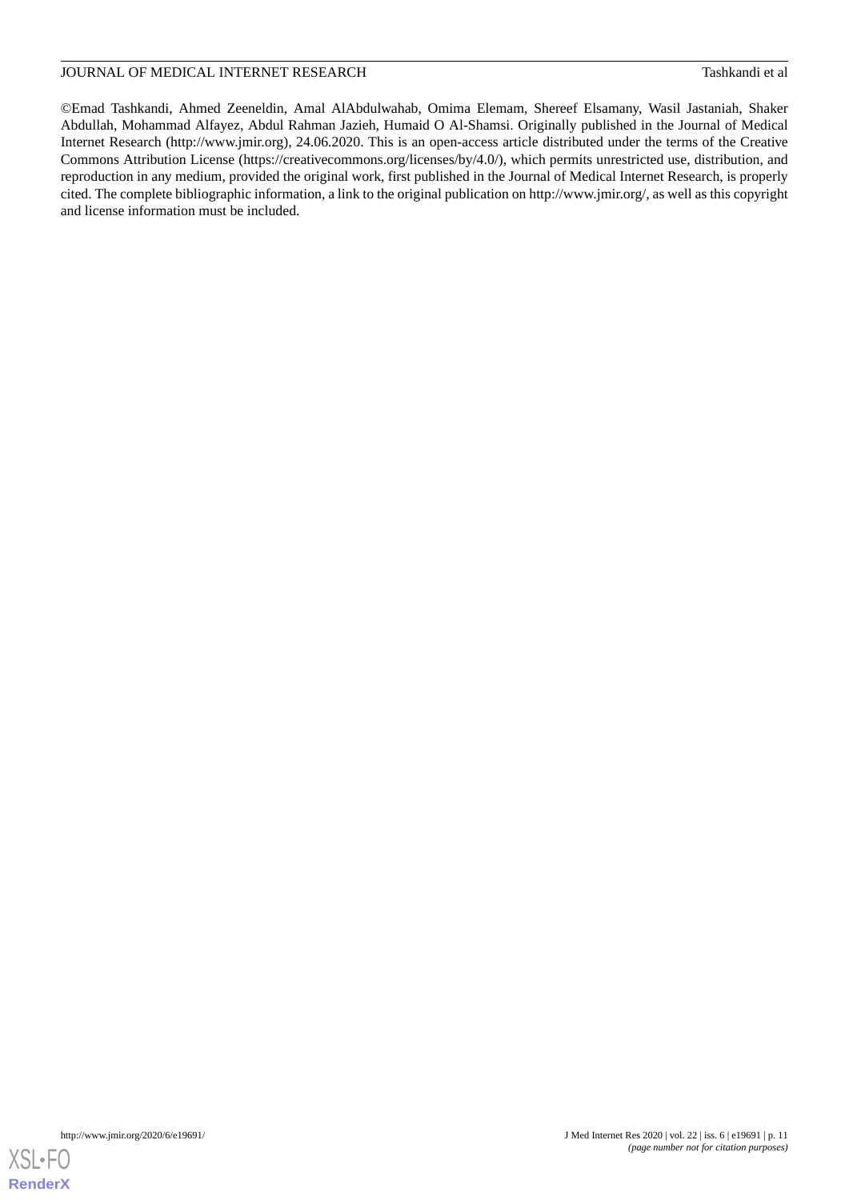©Emad Tashkandi, Ahmed Zeeneldin, Amal AlAbdulwahab, Omima Elemam, Shereef Elsamany, Wasil Jastaniah, Shaker Abdullah, Mohammad Alfayez, Abdul Rahman Jazieh, Humaid O Al-Shamsi. Originally published in the Journal of Medical Internet Research (http://www.jmir.org), 24.06.2020. This is an open-access article distributed under the terms of the Creative Commons Attribution License (https://creativecommons.org/licenses/by/4.0/), which permits unrestricted use, distribution, and reproduction in any medium, provided the original work, first published in the Journal of Medical Internet Research, is properly cited. The complete bibliographic information, a link to the original publication on http://www.jmir.org/, as well as this copyright and license information must be included.